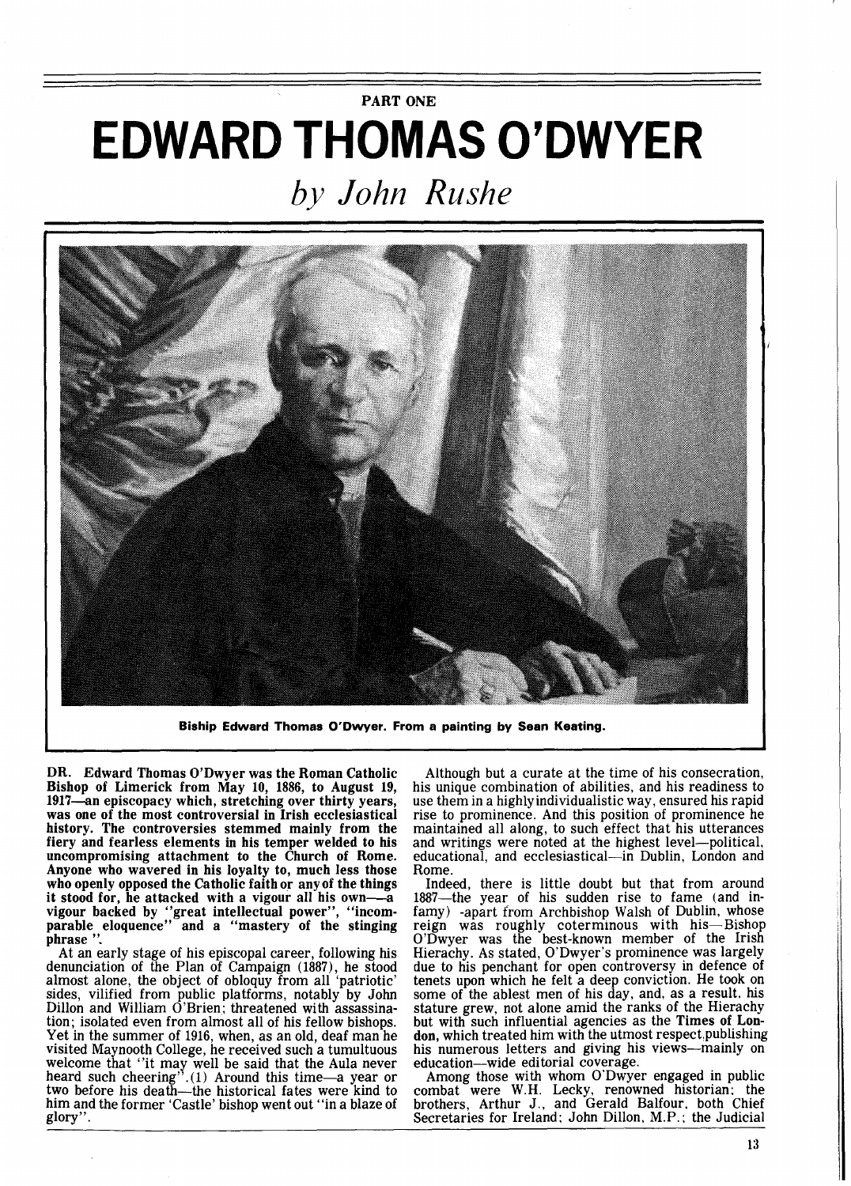PART ONE

# EDWARD THOMAS O'DWYER

## *by John Rushe*

Biship Edward Thomas O'Dwyer. From a painting by Sean Keating.

**DR. Edward Thomas O'Dwyer was the Roman Catholic Bishop of Limerick from May 10, 1886, to August 19, 1917—an episcopacy which, stretching over thirty years, was one of the most controversial in Irish ecclesiastical history. The controversies stemmed mainly from the fiery and fearless elements in his temper welded to his uncompromising attachment to the Church of Rome. Anyone who wavered in his loyalty to, much less those who openly opposed the Catholic faith or any of the things it stood for, he attacked with a vigour all his own—a vigour backed by "great intellectual power", "incomparable eloquence" and a "mastery of the stinging phrase".**

At an early stage of his episcopal career, following his denunciation of the Plan of Campaign (1887), he stood almost alone, the object of obloquy from all 'patriotic' sides, vilified from public platforms, notably by John Dillon and William O'Brien; threatened with assassination; isolated even from almost all of his fellow bishops. Yet in the summer of 1916, when, as an old, deaf man he visited Maynooth College, he received such a tumultuous welcome that "it may well be said that the Aula never heard such cheering".(1) Around this time—a year or two before his death—the historical fates were kind to him and the former 'Castle' bishop went out "in a blaze of glory".

Although but a curate at the time of his consecration, his unique combination of abilities, and his readiness to use them in a highly individualistic way, ensured his rapid rise to prominence. And this position of prominence he maintained all along, to such effect that his utterances and writings were noted at the highest level—political, educational, and ecclesiastical—in Dublin, London and Rome.

Indeed, there is little doubt but that from around 1887—the year of his sudden rise to fame (and infamy) -apart from Archbishop Walsh of Dublin, whose reign was roughly coterminous with his—Bishop O'Dwyer was the best-known member of the Irish Hierachy. As stated, O'Dwyer's prominence was largely due to his penchant for open controversy in defence of tenets upon which he felt a deep conviction. He took on some of the ablest men of his day, and, as a result, his stature grew, not alone amid the ranks of the Hierachy but with such influential agencies as the **Times of London,** which treated him with the utmost respect,publishing his numerous letters and giving his views—mainly on education—wide editorial coverage.

Among those with whom O'Dwyer engaged in public combat were W.H. Lecky, renowned historian; the brothers, Arthur J., and Gerald Balfour, both Chief Secretaries for Ireland; John Dillon, M.P.; the Judicial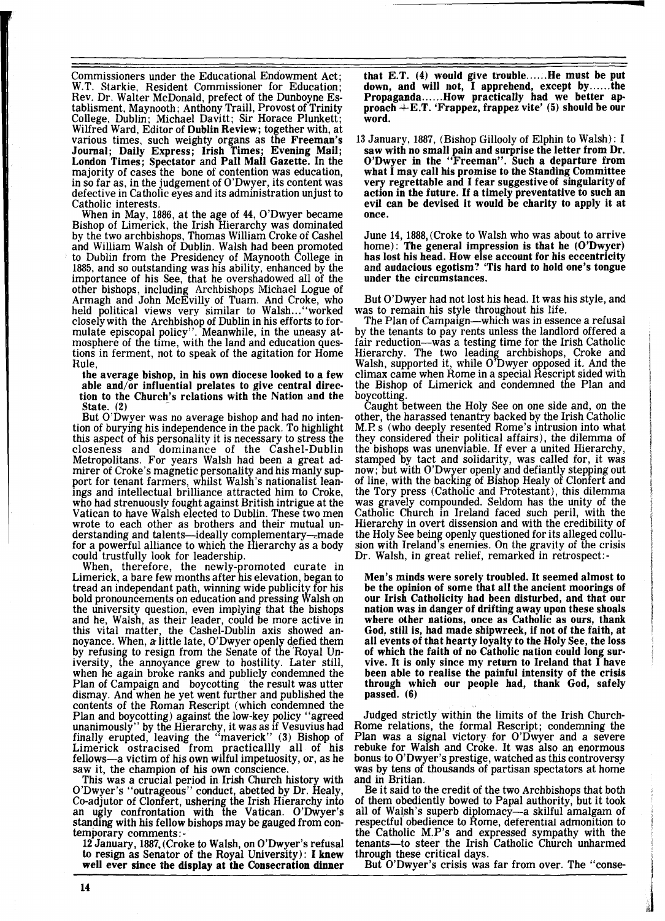Commissioners under the Educational Endowment Act; W.T. Starkie, Resident Commissioner for Education; Rev. Dr. Walter McDonald, prefect of the Dunboyne Establisment, Maynooth; Anthony Traill, Provost of Trinity College, Dublin; Michael Davitt; Sir Horace Plunkett; Wilfred Ward, Editor of **Dublin Review;** together with, at various times, such weighty organs as the **Freeman's Journal; Daily Express; Irish Times; Evening Mail; London Times; Spectator** and **Pall Mall Gazette.** In the majority of cases the bone of contention was education, in so far as, in the judgement of O'Dwyer, its content was defective in Catholic eyes and its administration unjust to Catholic interests.

When in May, 1886, at the age of 44, O'Dwyer became Bishop of Limerick, the Irish Hierarchy was dominated by the two archbishops, Thomas William Croke of Cashel and William Walsh of Dublin. Walsh had been promoted to Dublin from the Presidency of Maynooth College in 1885, and so outstanding was his ability, enhanced by the importance of his See, that he overshadowed all of the other bishops, including Archbishops Michael Logue of Armagh and John McEvilly of Tuam. And Croke, who held political views very similar to Walsh..."worked closely with the Archbishop of Dublin in his efforts to formulate episcopal policy". Meanwhile, in the uneasy atmosphere of the time, with the land and education questions in ferment, not to speak of the agitation for Home Rule,

> **the average bishop, in his own diocese looked to a few able and/or influential prelates to give central direction to the Church's relations with the Nation and the State. (2)**

But O'Dwyer was no average bishop and had no intention of burying his independence in the pack. To highlight this aspect of his personality it is necessary to stress the closeness and dominance of the Cashel-Dublin Metropolitans. For years Walsh had been a great admirer of Croke's magnetic personality and his manly support for tenant farmers, whilst Walsh's nationalist leanings and intellectual brilliance attracted him to Croke, who had strenuously fought against British intrigue at the Vatican to have Walsh elected to Dublin. These two men wrote to each other as brothers and their mutual understanding and talents—ideally complementary—made for a powerful alliance to which the Hierarchy as a body could trustfully look for leadership.

When, therefore, the newly-promoted curate in Limerick, a bare few months after his elevation, began to tread an independant path, winning wide publicity for his bold pronouncements on education and pressing Walsh on the university question, even implying that the bishops and he, Walsh, as their leader, could be more active in this vital matter, the Cashel-Dublin axis showed annoyance. When, a little late, O'Dwyer openly defied them by refusing to resign from the Senate of the Royal University, the annoyance grew to hostility. Later still, when he again broke ranks and publicly condemned the Plan of Campaign and boycotting the result was utter dismay. And when he yet went further and published the contents of the Roman Rescript (which condemned the Plan and boycotting) against the low-key policy "agreed unanimously" by the Hierarchy, it was as if Vesuvius had finally erupted, leaving the "maverick" (3) Bishop of Limerick ostracised from practicallly all of his fellows—a victim of his own wilful impetuosity, or, as he saw it, the champion of his own conscience.

This was a crucial period in Irish Church history with O'Dwyer's "outrageous" conduct, abetted by Dr. Healy, Co-adjutor of Clonfert, ushering the Irish Hierarchy into an ugly confrontation with the Vatican. O'Dwyer's standing with his fellow bishops may be gauged from contemporary comments:-

12 January, 1887, (Croke to Walsh, on O'Dwyer's refusal to resign as Senator of the Royal University): **I knew well ever since the display at the Consecration dinner that E.T. (4) would give trouble......He must be put down, and will not, I apprehend, except by......the Propaganda......How practically had we better approach + E.T. 'Frappez, frappez vite' (5) should be our word.**

13 January, 1887, (Bishop Gillooly of Elphin to Walsh): **I saw with no small pain and surprise the letter from Dr. O'Dwyer in the "Freeman". Such a departure from what I may call his promise to the Standing Committee very regrettable and I fear suggestive of singularity of action in the future. If a timely preventative to such an evil can be devised it would be charity to apply it at once.**

June 14, 1888, (Croke to Walsh who was about to arrive home): **The general impression is that he (O'Dwyer) has lost his head. How else account for his eccentricity and audacious egotism? 'Tis hard to hold one's tongue under the circumstances.**

But O'Dwyer had not lost his head. It was his style, and was to remain his style throughout his life.

The Plan of Campaign—which was in essence a refusal by the tenants to pay rents unless the landlord offered a fair reduction—was a testing time for the Irish Catholic Hierarchy. The two leading archbishops, Croke and Walsh, supported it, while O'Dwyer opposed it. And the climax came when Rome in a special Rescript sided with the Bishop of Limerick and condemned the Plan and boycotting.

Caught between the Holy See on one side and, on the other, the harassed tenantry backed by the Irish Catholic M.P.s (who deeply resented Rome's intrusion into what they considered their political affairs), the dilemma of the bishops was unenviable. If ever a united Hierarchy, stamped by tact and solidarity, was called for, it was now; but with O'Dwyer openly and defiantly stepping out of line, with the backing of Bishop Healy of Clonfert and the Tory press (Catholic and Protestant), this dilemma was gravely compounded. Seldom has the unity of the Catholic Church in Ireland faced such peril, with the Hierarchy in overt dissension and with the credibility of the Holy See being openly questioned for its alleged collusion with Ireland's enemies. On the gravity of the crisis Dr. Walsh, in great relief, remarked in retrospect:-

> **Men's minds were sorely troubled. It seemed almost to be the opinion of some that all the ancient moorings of our Irish Catholicity had been disturbed, and that our nation was in danger of drifting away upon these shoals where other nations, once as Catholic as ours, thank God, still is, had made shipwreck, if not of the faith, at all events of that hearty loyalty to the Holy See, the loss of which the faith of no Catholic nation could long survive. It is only since my return to Ireland that I have been able to realise the painful intensity of the crisis through which our people had, thank God, safely passed. (6)**

Judged strictly within the limits of the Irish Church-Rome relations, the formal Rescript; condemning the Plan was a signal victory for O'Dwyer and a severe rebuke for Walsh and Croke. It was also an enormous bonus to O'Dwyer's prestige, watched as this controversy was by tens of thousands of partisan spectators at home and in Britian.

Be it said to the credit of the two Archbishops that both of them obediently bowed to Papal authority, but it took all of Walsh's superb diplomacy—a skilful amalgam of respectful obedience to Rome, deferential admonition to the Catholic M.P's and expressed sympathy with the tenants—to steer the Irish Catholic Church unharmed through these critical days.

But O'Dwyer's crisis was far from over. The "conse-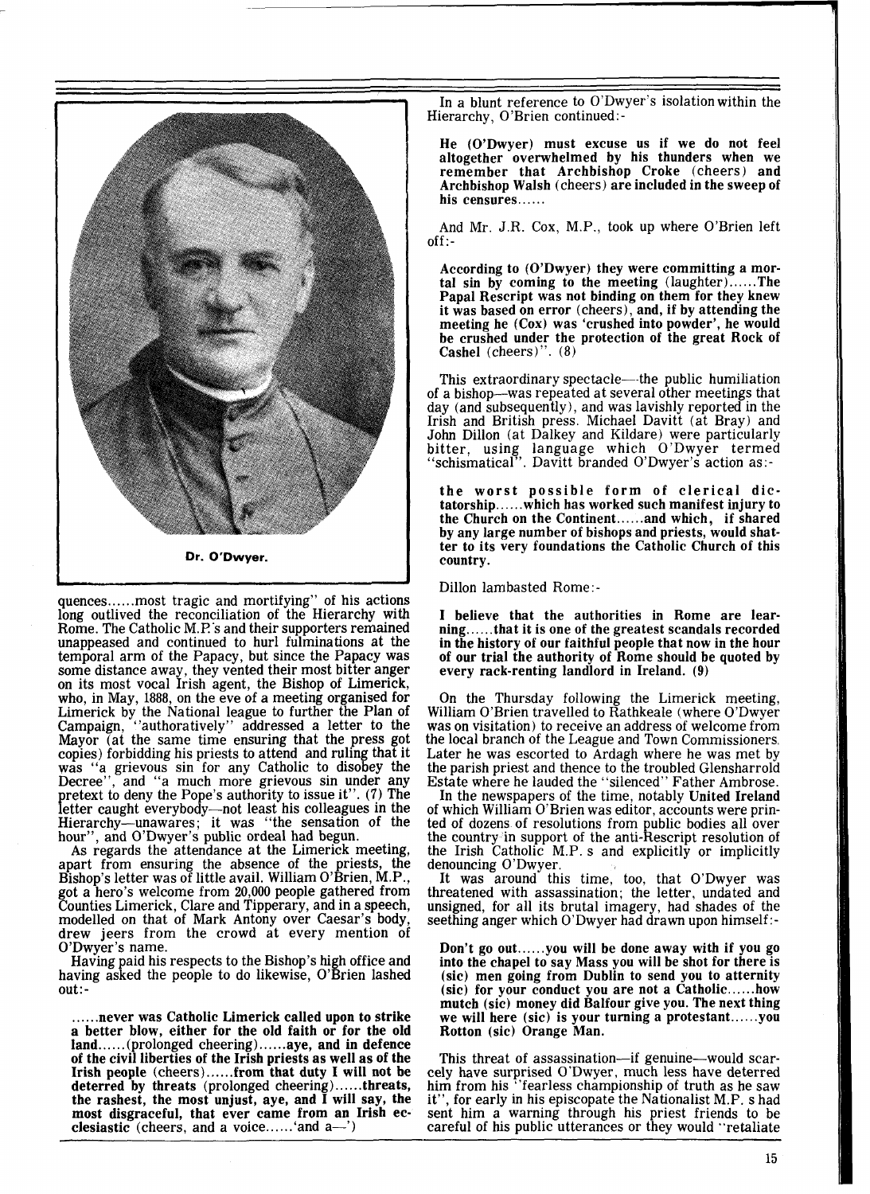Dr. O'Dwyer.

quences......most tragic and mortifying" of his actions long outlived the reconciliation of the Hierarchy with Rome. The Catholic M.P.'s and their supporters remained unappeased and continued to hurl fulminations at the temporal arm of the Papacy, but since the Papacy was some distance away, they vented their most bitter anger on its most vocal Irish agent, the Bishop of Limerick, who, in May, 1888, on the eve of a meeting organised for Limerick by the National league to further the Plan of Campaign, "authoratively" addressed a letter to the Mayor (at the same time ensuring that the press got copies) forbidding his priests to attend and ruling that it was "a grievous sin for any Catholic to disobey the Decree", and "a much more grievous sin under any pretext to deny the Pope's authority to issue it". (7) The letter caught everybody—not least his colleagues in the Hierarchy—unawares; it was "the sensation of the hour", and O'Dwyer's public ordeal had begun.

As regards the attendance at the Limerick meeting, apart from ensuring the absence of the priests, the Bishop's letter was of little avail. William O'Brien, M.P., got a hero's welcome from 20,000 people gathered from Counties Limerick, Clare and Tipperary, and in a speech, modelled on that of Mark Antony over Caesar's body, drew jeers from the crowd at every mention of O'Dwyer's name.

Having paid his respects to the Bishop's high office and having asked the people to do likewise, O'Brien lashed out:-

> **......never was Catholic Limerick called upon to strike a better blow, either for the old faith or for the old land......**(prolonged cheering)**......aye, and in defence of the civil liberties of the Irish priests as well as of the Irish people** (cheers)**......from that duty I will not be deterred by threats** (prolonged cheering)**......threats, the rashest, the most unjust, aye, and I will say, the most disgraceful, that ever came from an Irish ecclesiastic** (cheers, and a voice......'and a—')

In a blunt reference to O'Dwyer's isolation within the Hierarchy, O'Brien continued:-

> **He (O'Dwyer) must excuse us if we do not feel altogether overwhelmed by his thunders when we remember that Archbishop Croke** (cheers) **and Archbishop Walsh** (cheers) **are included in the sweep of his censures......**

And Mr. J.R. Cox, M.P., took up where O'Brien left off:-

> **According to (O'Dwyer) they were committing a mortal sin by coming to the meeting** (laughter)**......The Papal Rescript was not binding on them for they knew it was based on error** (cheers)**, and, if by attending the meeting he (Cox) was 'crushed into powder', he would be crushed under the protection of the great Rock of Cashel** (cheers)**". (8)**

This extraordinary spectacle—the public humiliation of a bishop—was repeated at several other meetings that day (and subsequently), and was lavishly reported in the Irish and British press. Michael Davitt (at Bray) and John Dillon (at Dalkey and Kildare) were particularly bitter, using language which O'Dwyer termed "schismatical". Davitt branded O'Dwyer's action as:-

> **the worst possible form of clerical dictatorship......which has worked such manifest injury to the Church on the Continent......and which, if shared by any large number of bishops and priests, would shatter to its very foundations the Catholic Church of this country.**

Dillon lambasted Rome:-

> **I believe that the authorities in Rome are learning......that it is one of the greatest scandals recorded in the history of our faithful people that now in the hour of our trial the authority of Rome should be quoted by every rack-renting landlord in Ireland. (9)**

On the Thursday following the Limerick meeting, William O'Brien travelled to Rathkeale (where O'Dwyer was on visitation) to receive an address of welcome from the local branch of the League and Town Commissioners. Later he was escorted to Ardagh where he was met by the parish priest and thence to the troubled Glensharrold Estate where he lauded the "silenced" Father Ambrose.

In the newspapers of the time, notably **United Ireland** of which William O'Brien was editor, accounts were printed of dozens of resolutions from public bodies all over the country in support of the anti-Rescript resolution of the Irish Catholic M.P. s and explicitly or implicitly denouncing O'Dwyer.

It was around this time, too, that O'Dwyer was threatened with assassination; the letter, undated and unsigned, for all its brutal imagery, had shades of the seething anger which O'Dwyer had drawn upon himself:-

> **Don't go out......you will be done away with if you go into the chapel to say Mass you will be shot for there is (sic) men going from Dublin to send you to atternity (sic) for your conduct you are not a Catholic......how mutch (sic) money did Balfour give you. The next thing we will here (sic) is your turning a protestant......you Rotton (sic) Orange Man.**

This threat of assassination—if genuine—would scarcely have surprised O'Dwyer, much less have deterred him from his "fearless championship of truth as he saw it", for early in his episcopate the Nationalist M.P. s had sent him a warning through his priest friends to be careful of his public utterances or they would "retaliate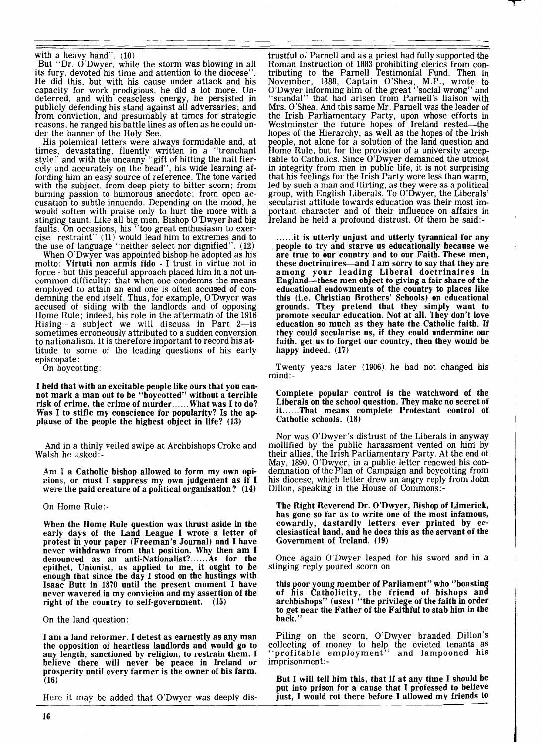with a heavy hand". (10)

But "Dr. O'Dwyer, while the storm was blowing in all its fury, devoted his time and attention to the diocese". He did this, but with his cause under attack and his capacity for work prodigious, he did a lot more. Undeterred, and with ceaseless energy, he persisted in publicly defending his stand against all adversaries; and from conviction, and presumably at times for strategic reasons, he ranged his battle lines as often as he could under the banner of the Holy See.

His polemical letters were always formidable and, at times, devastating, fluently written in a "trenchant style" and with the uncanny "gift of hitting the nail fiercely and accurately on the head", his wide learning affording him an easy source of reference. The tone varied with the subject, from deep piety to bitter scorn; from burning passion to humorous anecdote; from open accusation to subtle innuendo. Depending on the mood, he would soften with praise only to hurt the more with a stinging taunt. Like all big men, Bishop O'Dwyer had big faults. On occasions, his "too great enthusiasm to exercise restraint" (11) would lead him to extremes and to the use of language "neither select nor dignified". (12)

When O'Dwyer was appointed bishop he adopted as his motto: **Virtuti non armis fido** - I trust in virtue not in force - but this peaceful approach placed him in a not uncommon difficulty: that when one condemns the means employed to attain an end one is often accused of condemning the end itself. Thus, for example, O'Dwyer was accused of siding with the landlords and of opposing Home Rule; indeed, his role in the aftermath of the 1916 Rising—a subject we will discuss in Part 2—is sometimes erroneously attributed to a sudden conversion to nationalism. It is therefore important to record his attitude to some of the leading questions of his early episcopate:

On boycotting:

**I held that with an excitable people like ours that you cannot mark a man out to be "boycotted" without a terrible risk of crime, the crime of murder......What was I to do? Was I to stifle my conscience for popularity? Is the applause of the people the highest object in life? (13)**

And in a thinly veiled swipe at Archbishops Croke and Walsh he asked:-

**Am I a Catholic bishop allowed to form my own opinions, or must I suppress my own judgement as if I were the paid creature of a political organisation? (14)**

On Home Rule:-

**When the Home Rule question was thrust aside in the early days of the Land League I wrote a letter of protest in your paper (Freeman's Journal) and I have never withdrawn from that position. Why then am I denounced as an anti-Nationalist?......As for the epithet, Unionist, as applied to me, it ought to be enough that since the day I stood on the hustings with Isaac Butt in 1870 until the present moment I have never wavered in my convicion and my assertion of the right of the country to self-government. (15)**

On the land question:

**I am a land reformer. I detest as earnestly as any man the opposition of heartless landlords and would go to any length, sanctioned by religion, to restrain them. I believe there will never be peace in Ireland or prosperity until every farmer is the owner of his farm. (16)**

Here it may be added that O'Dwyer was deeply distrustful of Parnell and as a priest had fully supported the Roman Instruction of 1883 prohibiting clerics from contributing to the Parnell Testimonial Fund. Then in November, 1888, Captain O'Shea, M.P., wrote to O'Dwyer informing him of the great "social wrong" and "scandal" that had arisen from Parnell's liaison with Mrs. O'Shea. And this same Mr. Parnell was the leader of the Irish Parliamentary Party, upon whose efforts in Westminster the future hopes of Ireland rested—the hopes of the Hierarchy, as well as the hopes of the Irish people, not alone for a solution of the land question and Home Rule, but for the provision of a university acceptable to Catholics. Since O'Dwyer demanded the utmost in integrity from men in public life, it is not surprising that his feelings for the Irish Party were less than warm, led by such a man and flirting, as they were as a political group, with English Liberals. To O'Dwyer, the Liberals' secularist attitude towards education was their most important character and of their influence on affairs in Ireland he held a profound distrust. Of them he said:-

**......it is utterly unjust and utterly tyrannical for any people to try and starve us educationally because we are true to our country and to our Faith. These men, these doctrinaires—and I am sorry to say that they are among your leading Liberal doctrinaires in England—these men object to giving a fair share of the educational endowments of the country to places like this (i.e. Christian Brothers' Schools) on educational grounds. They pretend that they simply want to promote secular education. Not at all. They don't love education so much as they hate the Catholic faith. If they could secularise us, if they could undermine our faith, get us to forget our country, then they would be happy indeed. (17)**

Twenty years later (1906) he had not changed his mind:-

**Complete popular control is the watchword of the Liberals on the school question. They make no secret of it......That means complete Protestant control of Catholic schools. (18)**

Nor was O'Dwyer's distrust of the Liberals in anyway mollified by the public harassment vented on him by their allies, the Irish Parliamentary Party. At the end of May, 1890, O'Dwyer, in a public letter renewed his condemnation of the Plan of Campaign and boycotting from his diocese, which letter drew an angry reply from John Dillon, speaking in the House of Commons:-

**The Right Reverend Dr. O'Dwyer, Bishop of Limerick, has gone so far as to write one of the most infamous, cowardly, dastardly letters ever printed by ecclesiastical hand, and he does this as the servant of the Government of Ireland. (19)**

Once again O'Dwyer leaped for his sword and in a stinging reply poured scorn on

**this poor young member of Parliament" who "boasting of his Catholicity, the friend of bishops and archbishops" (uses) "the privilege of the faith in order to get near the Father of the Faithful to stab him in the back."**

Piling on the scorn, O'Dwyer branded Dillon's collecting of money to help the evicted tenants as "profitable employment" and lampooned his imprisonment:-

**But I will tell him this, that if at any time I should be put into prison for a cause that I professed to believe just, I would rot there before I allowed my friends to**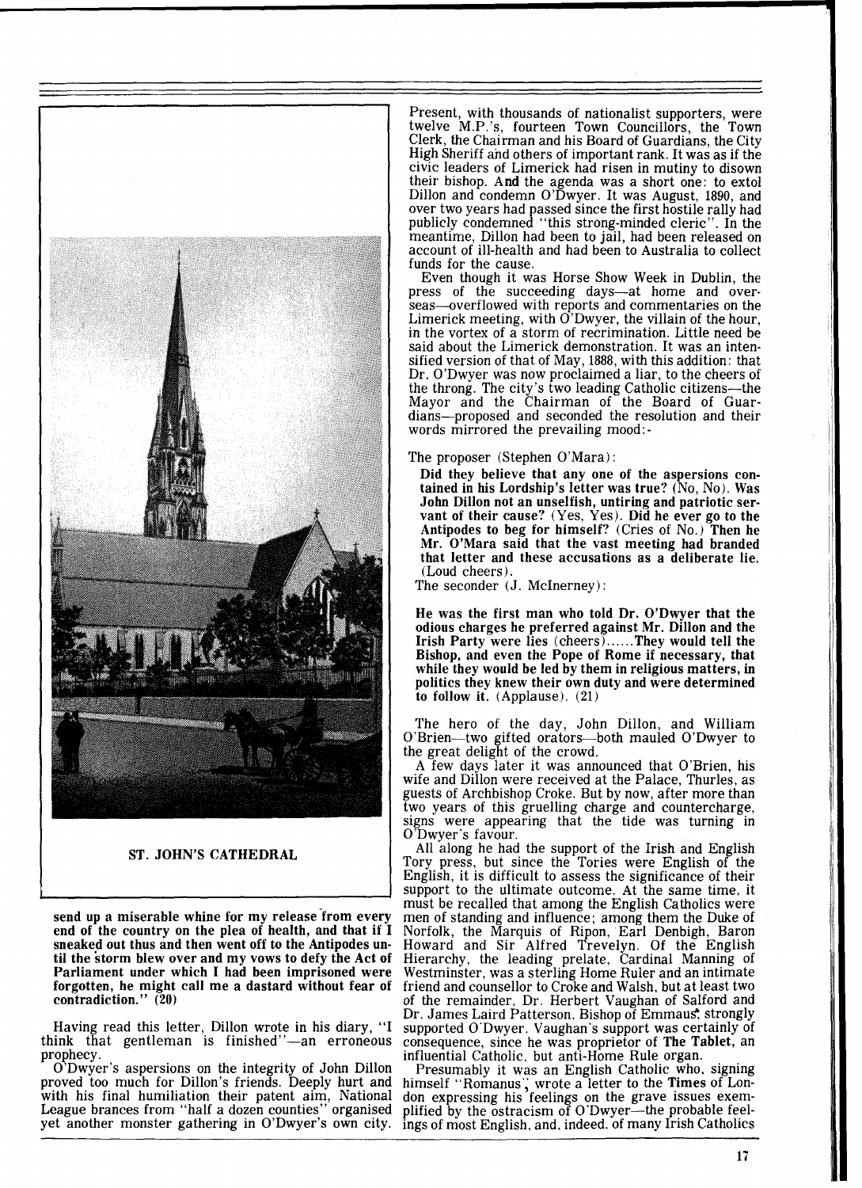ST. JOHN'S CATHEDRAL

**send up a miserable whine for my release from every end of the country on the plea of health, and that if I sneaked out thus and then went off to the Antipodes until the storm blew over and my vows to defy the Act of Parliament under which I had been imprisoned were forgotten, he might call me a dastard without fear of contradiction."** (20)

Having read this letter, Dillon wrote in his diary, "I think that gentleman is finished"—an erroneous prophecy.

O'Dwyer's aspersions on the integrity of John Dillon proved too much for Dillon's friends. Deeply hurt and with his final humiliation their patent aim, National League branches from "half a dozen counties" organised yet another monster gathering in O'Dwyer's own city. Present, with thousands of nationalist supporters, were twelve M.P.'s, fourteen Town Councillors, the Town Clerk, the Chairman and his Board of Guardians, the City High Sheriff and others of important rank. It was as if the civic leaders of Limerick had risen in mutiny to disown their bishop. And the agenda was a short one: to extol Dillon and condemn O'Dwyer. It was August, 1890, and over two years had passed since the first hostile rally had publicly condemned "this strong-minded cleric". In the meantime, Dillon had been to jail, had been released on account of ill-health and had been to Australia to collect funds for the cause.

Even though it was Horse Show Week in Dublin, the press of the succeeding days—at home and overseas—overflowed with reports and commentaries on the Limerick meeting, with O'Dwyer, the villain of the hour, in the vortex of a storm of recrimination. Little need be said about the Limerick demonstration. It was an intensified version of that of May, 1888, with this addition: that Dr. O'Dwyer was now proclaimed a liar, to the cheers of the throng. The city's two leading Catholic citizens—the Mayor and the Chairman of the Board of Guardians—proposed and seconded the resolution and their words mirrored the prevailing mood:-

The proposer (Stephen O'Mara):

> **Did they believe that any one of the aspersions contained in his Lordship's letter was true?** (No, No). **Was John Dillon not an unselfish, untiring and patriotic servant of their cause?** (Yes, Yes). **Did he ever go to the Antipodes to beg for himself?** (Cries of No.) **Then he Mr. O'Mara said that the vast meeting had branded that letter and these accusations as a deliberate lie.** (Loud cheers).

The seconder (J. McInerney):

> **He was the first man who told Dr. O'Dwyer that the odious charges he preferred against Mr. Dillon and the Irish Party were lies** (cheers)...... **They would tell the Bishop, and even the Pope of Rome if necessary, that while they would be led by them in religious matters, in politics they knew their own duty and were determined to follow it.** (Applause). (21)

The hero of the day, John Dillon, and William O'Brien—two gifted orators—both mauled O'Dwyer to the great delight of the crowd.

A few days later it was announced that O'Brien, his wife and Dillon were received at the Palace, Thurles, as guests of Archbishop Croke. But by now, after more than two years of this gruelling charge and countercharge, signs were appearing that the tide was turning in O'Dwyer's favour.

All along he had the support of the Irish and English Tory press, but since the Tories were English of the English, it is difficult to assess the significance of their support to the ultimate outcome. At the same time, it must be recalled that among the English Catholics were men of standing and influence; among them the Duke of Norfolk, the Marquis of Ripon, Earl Denbigh, Baron Howard and Sir Alfred Trevelyn. Of the English Hierarchy, the leading prelate, Cardinal Manning of Westminster, was a sterling Home Ruler and an intimate friend and counsellor to Croke and Walsh, but at least two of the remainder, Dr. Herbert Vaughan of Salford and Dr. James Laird Patterson, Bishop of Emmaus, strongly supported O'Dwyer. Vaughan's support was certainly of consequence, since he was proprietor of **The Tablet**, an influential Catholic, but anti-Home Rule organ.

Presumably it was an English Catholic who, signing himself "Romanus", wrote a letter to the **Times** of London expressing his feelings on the grave issues exemplified by the ostracism of O'Dwyer—the probable feelings of most English, and, indeed, of many Irish Catholics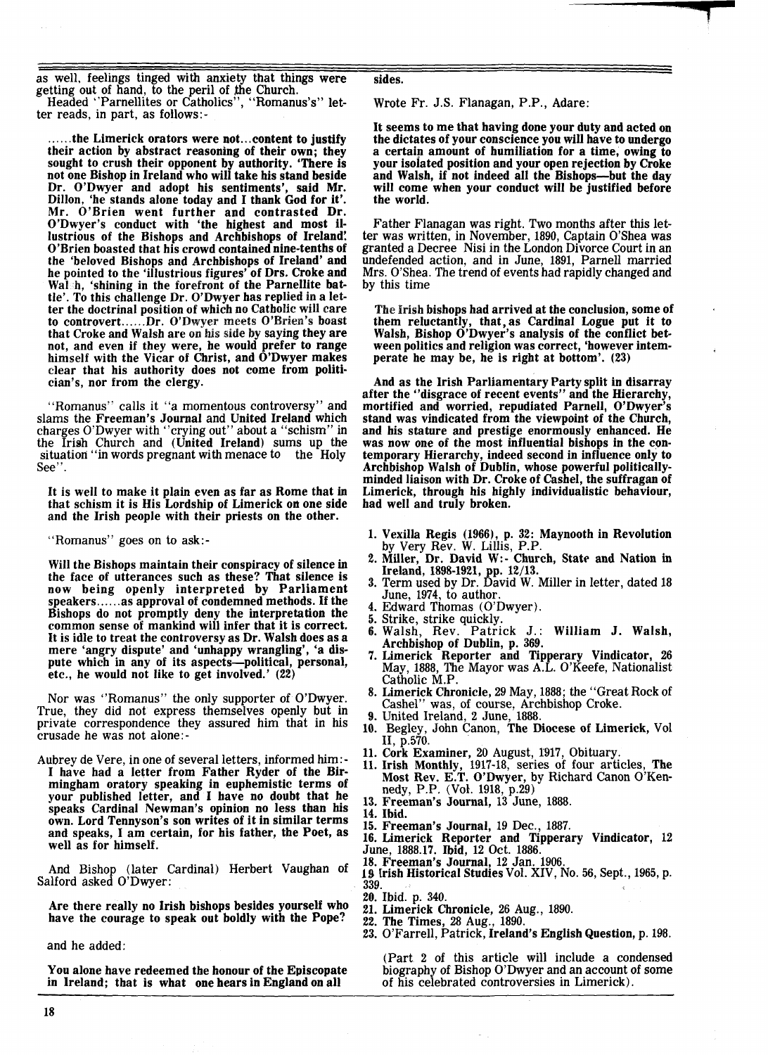as well, feelings tinged with anxiety that things were getting out of hand, to the peril of the Church.

Headed "Parnellites or Catholics", "Romanus's" letter reads, in part, as follows:-

**......the Limerick orators were not...content to justify their action by abstract reasoning of their own; they sought to crush their opponent by authority. 'There is not one Bishop in Ireland who will take his stand beside Dr. O'Dwyer and adopt his sentiments', said Mr. Dillon, 'he stands alone today and I thank God for it'. Mr. O'Brien went further and contrasted Dr. O'Dwyer's conduct with 'the highest and most illustrious of the Bishops and Archbishops of Ireland'. O'Brien boasted that his crowd contained nine-tenths of the 'beloved Bishops and Archbishops of Ireland' and he pointed to the 'illustrious figures' of Drs. Croke and Walsh, 'shining in the forefront of the Parnellite battle'. To this challenge Dr. O'Dwyer has replied in a letter the doctrinal position of which no Catholic will care to controvert......Dr. O'Dwyer meets O'Brien's boast that Croke and Walsh are on his side by saying they are not, and even if they were, he would prefer to range himself with the Vicar of Christ, and O'Dwyer makes clear that his authority does not come from politician's, nor from the clergy.**

"Romanus" calls it "a momentous controversy" and slams the **Freeman's Journal** and **United Ireland** which charges O'Dwyer with "crying out" about a "schism" in the Irish Church and (**United Ireland**) sums up the situation "in words pregnant with menace to the Holy See".

**It is well to make it plain even as far as Rome that in that schism it is His Lordship of Limerick on one side and the Irish people with their priests on the other.**

"Romanus" goes on to ask:-

**Will the Bishops maintain their conspiracy of silence in the face of utterances such as these? That silence is now being openly interpreted by Parliament speakers......as approval of condemned methods. If the Bishops do not promptly deny the interpretation the common sense of mankind will infer that it is correct. It is idle to treat the controversy as Dr. Walsh does as a mere 'angry dispute' and 'unhappy wrangling', 'a dispute which in any of its aspects—political, personal, etc., he would not like to get involved.' (22)**

Nor was "Romanus" the only supporter of O'Dwyer. True, they did not express themselves openly but in private correspondence they assured him that in his crusade he was not alone:-

Aubrey de Vere, in one of several letters, informed him:-
**I have had a letter from Father Ryder of the Birmingham oratory speaking in euphemistic terms of your published letter, and I have no doubt that he speaks Cardinal Newman's opinion no less than his own. Lord Tennyson's son writes of it in similar terms and speaks, I am certain, for his father, the Poet, as well as for himself.**

And Bishop (later Cardinal) Herbert Vaughan of Salford asked O'Dwyer:

**Are there really no Irish bishops besides yourself who have the courage to speak out boldly with the Pope?**

and he added:

**You alone have redeemed the honour of the Episcopate in Ireland; that is what one hears in England on all sides.**

Wrote Fr. J.S. Flanagan, P.P., Adare:

**It seems to me that having done your duty and acted on the dictates of your conscience you will have to undergo a certain amount of humiliation for a time, owing to your isolated position and your open rejection by Croke and Walsh, if not indeed all the Bishops—but the day will come when your conduct will be justified before the world.**

Father Flanagan was right. Two months after this letter was written, in November, 1890, Captain O'Shea was granted a Decree Nisi in the London Divorce Court in an undefended action, and in June, 1891, Parnell married Mrs. O'Shea. The trend of events had rapidly changed and by this time

**The Irish bishops had arrived at the conclusion, some of them reluctantly, that, as Cardinal Logue put it to Walsh, Bishop O'Dwyer's analysis of the conflict between politics and religion was correct, 'however intemperate he may be, he is right at bottom'. (23)**

**And as the Irish Parliamentary Party split in disarray after the "disgrace of recent events" and the Hierarchy, mortified and worried, repudiated Parnell, O'Dwyer's stand was vindicated from the viewpoint of the Church, and his stature and prestige enormously enhanced. He was now one of the most influential bishops in the contemporary Hierarchy, indeed second in influence only to Archbishop Walsh of Dublin, whose powerful politically-minded liaison with Dr. Croke of Cashel, the suffragan of Limerick, through his highly individualistic behaviour, had well and truly broken.**

1. **Vexilla Regis (1966), p. 32: Maynooth in Revolution** by Very Rev. W. Lillis, P.P.
2. **Miller, Dr. David W:- Church, State and Nation in Ireland, 1898-1921, pp. 12/13.**
3. Term used by Dr. David W. Miller in letter, dated 18 June, 1974, to author.
4. Edward Thomas (O'Dwyer).
5. Strike, strike quickly.
6. Walsh, Rev. Patrick J.: **William J. Walsh, Archbishop of Dublin, p. 369.**
7. **Limerick Reporter and Tipperary Vindicator,** 26 May, 1888, The Mayor was A.L. O'Keefe, Nationalist Catholic M.P.
8. **Limerick Chronicle,** 29 May, 1888; the "Great Rock of Cashel" was, of course, Archbishop Croke.
9. United Ireland, 2 June, 1888.
10. Begley, John Canon, **The Diocese of Limerick,** Vol II, p.570.
11. **Cork Examiner,** 20 August, 1917, Obituary.
11. **Irish Monthly,** 1917-18, series of four articles, **The Most Rev. E.T. O'Dwyer,** by Richard Canon O'Kennedy, P.P. (Vol. 1918, p.29)
13. **Freeman's Journal,** 13 June, 1888.
14. **Ibid.**
15. **Freeman's Journal,** 19 Dec., 1887.
16. **Limerick Reporter and Tipperary Vindicator,** 12 June, 1888.17. **Ibid,** 12 Oct. 1886.
18. **Freeman's Journal,** 12 Jan. 1906.
19. **Irish Historical Studies** Vol. XIV, No. 56, Sept., 1965, p. 339.
20. Ibid. p. 340.
21. **Limerick Chronicle,** 26 Aug., 1890.
22. **The Times,** 28 Aug., 1890.
23. O'Farrell, Patrick, **Ireland's English Question,** p. 198.

(Part 2 of this article will include a condensed biography of Bishop O'Dwyer and an account of some of his celebrated controversies in Limerick).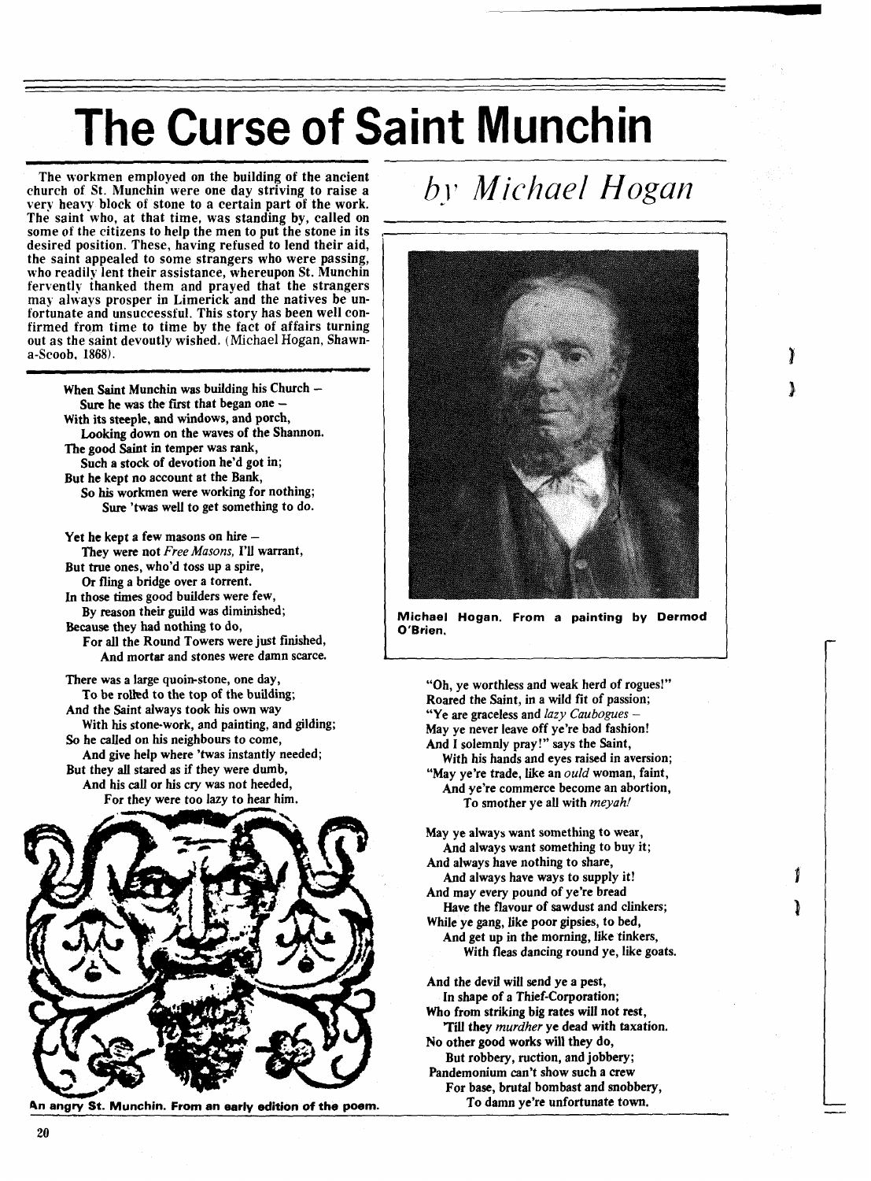# The Curse of Saint Munchin

## *by Michael Hogan*

The workmen employed on the building of the ancient church of St. Munchin were one day striving to raise a very heavy block of stone to a certain part of the work. The saint who, at that time, was standing by, called on some of the citizens to help the men to put the stone in its desired position. These, having refused to lend their aid, the saint appealed to some strangers who were passing, who readily lent their assistance, whereupon St. Munchin fervently thanked them and prayed that the strangers may always prosper in Limerick and the natives be unfortunate and unsuccessful. This story has been well confirmed from time to time by the fact of affairs turning out as the saint devoutly wished. (Michael Hogan, Shawn-a-Scoob, 1868).

When Saint Munchin was building his Church –
Sure he was the first that began one –
With its steeple, and windows, and porch,
Looking down on the waves of the Shannon.
The good Saint in temper was rank,
Such a stock of devotion he'd got in;
But he kept no account at the Bank,
So his workmen were working for nothing;
Sure 'twas well to get something to do.

Yet he kept a few masons on hire –
They were not *Free Masons*, I'll warrant,
But true ones, who'd toss up a spire,
Or fling a bridge over a torrent.
In those times good builders were few,
By reason their guild was diminished;
Because they had nothing to do,
For all the Round Towers were just finished,
And mortar and stones were damn scarce.

There was a large quoin-stone, one day,
To be rolled to the top of the building;
And the Saint always took his own way
With his stone-work, and painting, and gilding;
So he called on his neighbours to come,
And give help where 'twas instantly needed;
But they all stared as if they were dumb,
And his call or his cry was not heeded,
For they were too lazy to hear him.

An angry St. Munchin. From an early edition of the poem.

Michael Hogan. From a painting by Dermod O'Brien.

"Oh, ye worthless and weak herd of rogues!"
Roared the Saint, in a wild fit of passion;
"Ye are graceless and *lazy Caubogues* –
May ye never leave off ye're bad fashion!
And I solemnly pray!" says the Saint,
With his hands and eyes raised in aversion;
"May ye're trade, like an *ould* woman, faint,
And ye're commerce become an abortion,
To smother ye all with *meyah!*

May ye always want something to wear,
And always want something to buy it;
And always have nothing to share,
And always have ways to supply it!
And may every pound of ye're bread
Have the flavour of sawdust and clinkers;
While ye gang, like poor gipsies, to bed,
And get up in the morning, like tinkers,
With fleas dancing round ye, like goats.

And the devil will send ye a pest,
In shape of a Thief-Corporation;
Who from striking big rates will not rest,
'Till they *murdher* ye dead with taxation.
No other good works will they do,
But robbery, ruction, and jobbery;
Pandemonium can't show such a crew
For base, brutal bombast and snobbery,
To damn ye're unfortunate town.